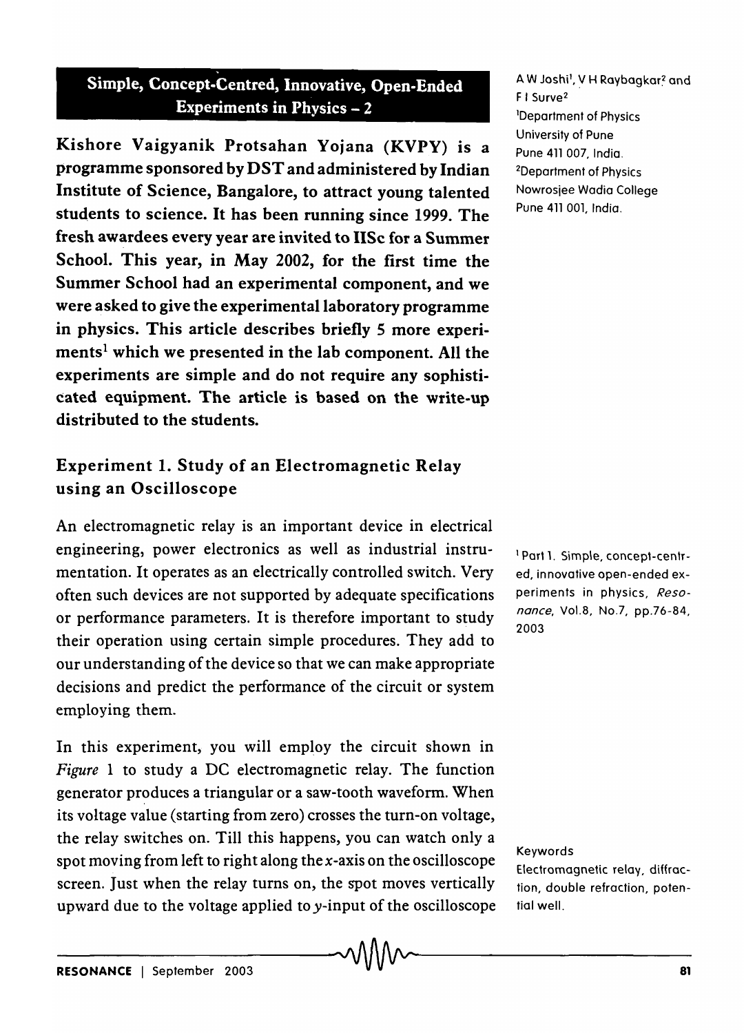# Simple, Concept-Centred, Innovative, Open-Ended Experiments in Physics – 2

A W Joshi[1], V H Raybagkar[2] and F I Surve[2]

[1]Department of Physics University of Pune Pune 411 007, India.

[2]Department of Physics Nowrosjee Wadia College Pune 411 001, India.

**Kishore Vaigyanik Protsahan Yojana (KVPY) is a programme sponsored by DST and administered by Indian Institute of Science, Bangalore, to attract young talented students to science. It has been running since 1999. The fresh awardees every year are invited to IISc for a Summer School. This year, in May 2002, for the first time the Summer School had an experimental component, and we were asked to give the experimental laboratory programme in physics. This article describes briefly 5 more experiments[1] which we presented in the lab component. All the experiments are simple and do not require any sophisticated equipment. The article is based on the write-up distributed to the students.**

[1] Part 1. Simple, concept-centred, innovative open-ended experiments in physics, *Resonance*, Vol.8, No.7, pp.76-84, 2003

## Experiment 1. Study of an Electromagnetic Relay using an Oscilloscope

An electromagnetic relay is an important device in electrical engineering, power electronics as well as industrial instrumentation. It operates as an electrically controlled switch. Very often such devices are not supported by adequate specifications or performance parameters. It is therefore important to study their operation using certain simple procedures. They add to our understanding of the device so that we can make appropriate decisions and predict the performance of the circuit or system employing them.

In this experiment, you will employ the circuit shown in *Figure* 1 to study a DC electromagnetic relay. The function generator produces a triangular or a saw-tooth waveform. When its voltage value (starting from zero) crosses the turn-on voltage, the relay switches on. Till this happens, you can watch only a spot moving from left to right along the $x$-axis on the oscilloscope screen. Just when the relay turns on, the spot moves vertically upward due to the voltage applied to $y$-input of the oscilloscope

Keywords

Electromagnetic relay, diffraction, double refraction, potential well.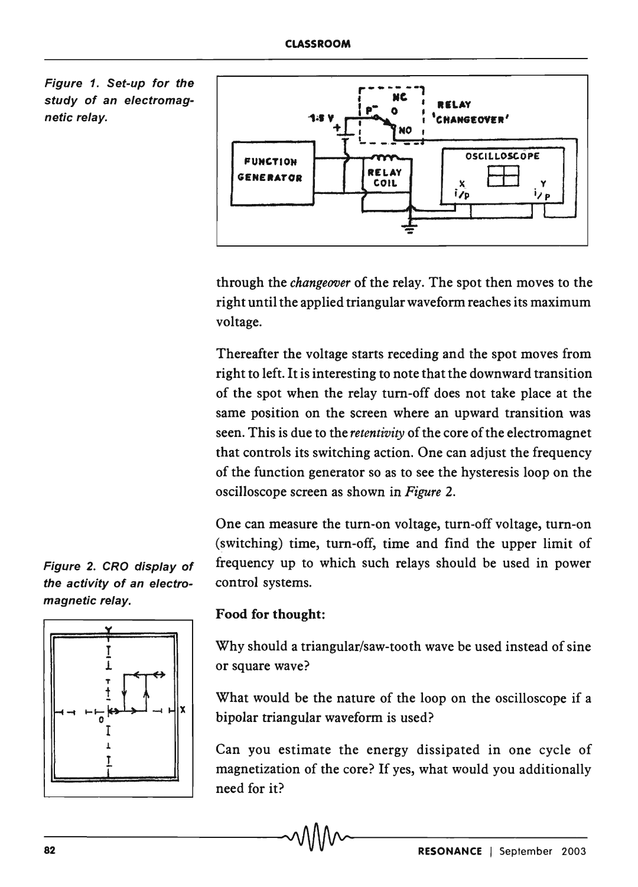Figure 1. Set-up for the study of an electromagnetic relay.

through the *changeover* of the relay. The spot then moves to the right until the applied triangular waveform reaches its maximum voltage.

Thereafter the voltage starts receding and the spot moves from right to left. It is interesting to note that the downward transition of the spot when the relay turn-off does not take place at the same position on the screen where an upward transition was seen. This is due to the *retentivity* of the core of the electromagnet that controls its switching action. One can adjust the frequency of the function generator so as to see the hysteresis loop on the oscilloscope screen as shown in *Figure* 2.

One can measure the turn-on voltage, turn-off voltage, turn-on (switching) time, turn-off, time and find the upper limit of frequency up to which such relays should be used in power control systems.

Figure 2. CRO display of the activity of an electromagnetic relay.

**Food for thought:**

Why should a triangular/saw-tooth wave be used instead of sine or square wave?

What would be the nature of the loop on the oscilloscope if a bipolar triangular waveform is used?

Can you estimate the energy dissipated in one cycle of magnetization of the core? If yes, what would you additionally need for it?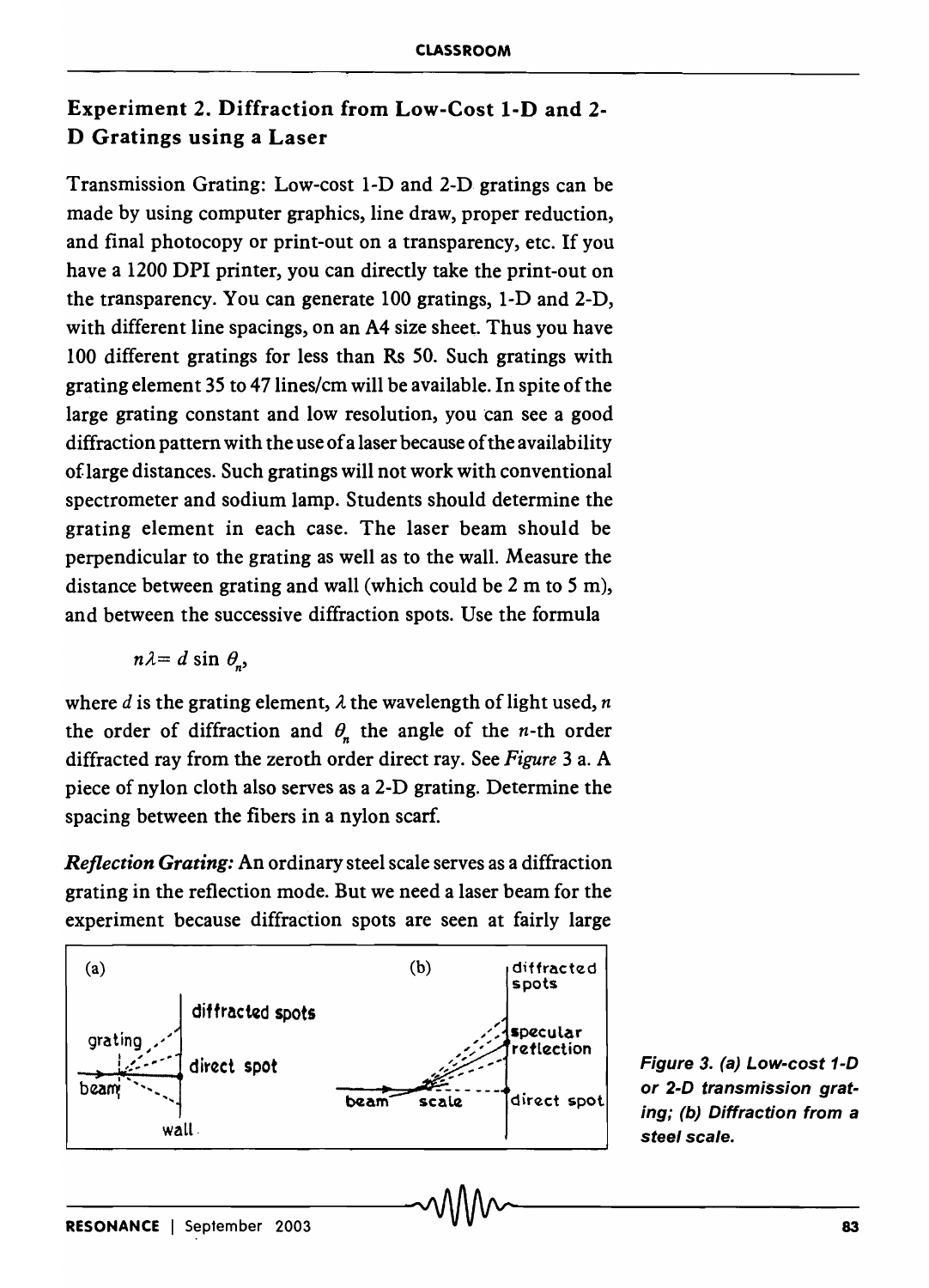## Experiment 2. Diffraction from Low-Cost 1-D and 2-D Gratings using a Laser

Transmission Grating: Low-cost 1-D and 2-D gratings can be made by using computer graphics, line draw, proper reduction, and final photocopy or print-out on a transparency, etc. If you have a 1200 DPI printer, you can directly take the print-out on the transparency. You can generate 100 gratings, 1-D and 2-D, with different line spacings, on an A4 size sheet. Thus you have 100 different gratings for less than Rs 50. Such gratings with grating element 35 to 47 lines/cm will be available. In spite of the large grating constant and low resolution, you can see a good diffraction pattern with the use of a laser because of the availability of large distances. Such gratings will not work with conventional spectrometer and sodium lamp. Students should determine the grating element in each case. The laser beam should be perpendicular to the grating as well as to the wall. Measure the distance between grating and wall (which could be 2 m to 5 m), and between the successive diffraction spots. Use the formula

$$n\lambda = d \sin \theta_n,$$

where $d$ is the grating element, $\lambda$ the wavelength of light used, $n$ the order of diffraction and $\theta_n$ the angle of the $n$-th order diffracted ray from the zeroth order direct ray. See *Figure* 3 a. A piece of nylon cloth also serves as a 2-D grating. Determine the spacing between the fibers in a nylon scarf.

***Reflection Grating:*** An ordinary steel scale serves as a diffraction grating in the reflection mode. But we need a laser beam for the experiment because diffraction spots are seen at fairly large

**Figure 3. (a) Low-cost 1-D or 2-D transmission grating; (b) Diffraction from a steel scale.**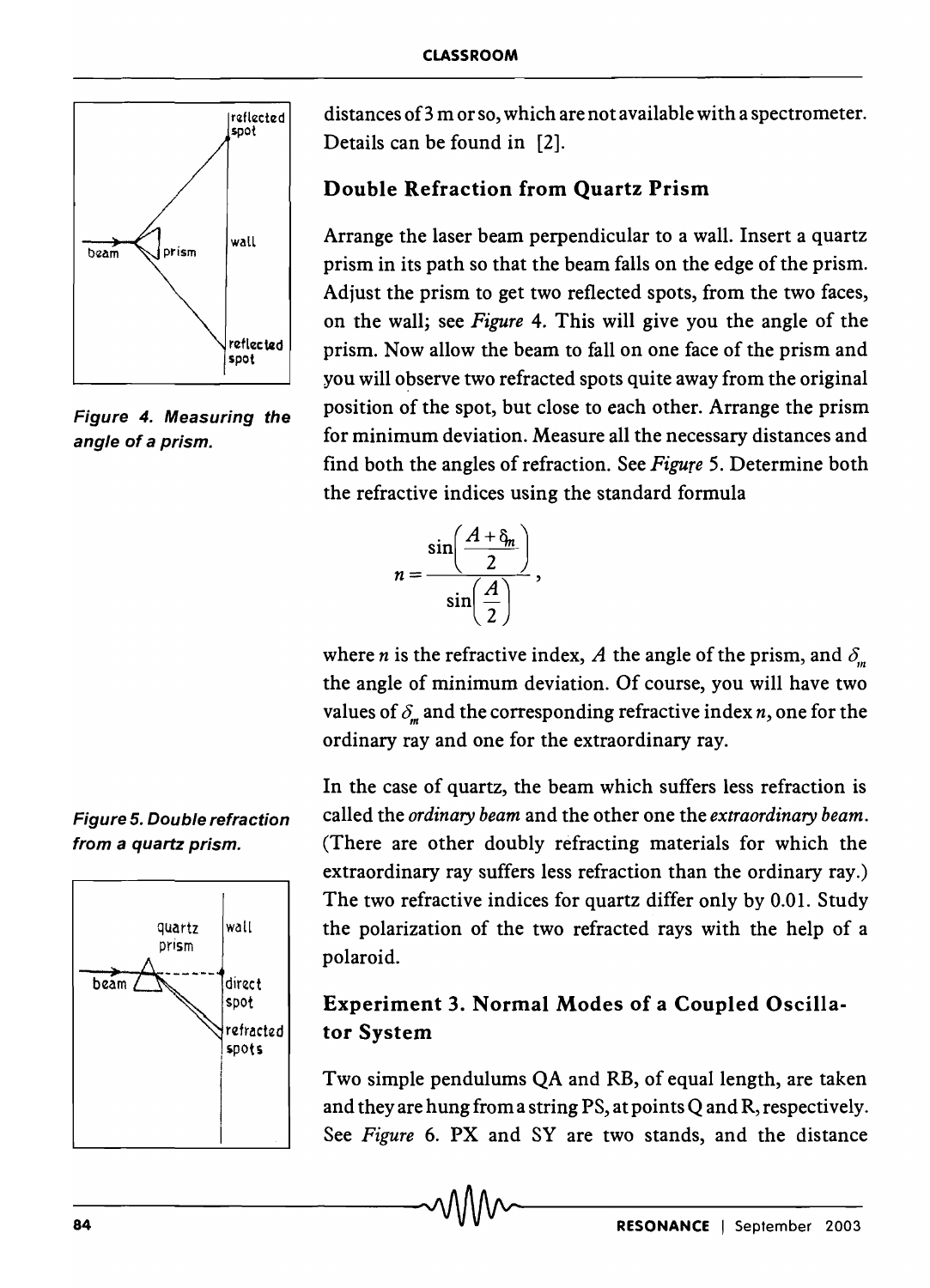distances of 3 m or so, which are not available with a spectrometer. Details can be found in [2].

### Double Refraction from Quartz Prism

Arrange the laser beam perpendicular to a wall. Insert a quartz prism in its path so that the beam falls on the edge of the prism. Adjust the prism to get two reflected spots, from the two faces, on the wall; see *Figure* 4. This will give you the angle of the prism. Now allow the beam to fall on one face of the prism and you will observe two refracted spots quite away from the original position of the spot, but close to each other. Arrange the prism for minimum deviation. Measure all the necessary distances and find both the angles of refraction. See *Figure* 5. Determine both the refractive indices using the standard formula

$$n = \frac{\sin\left(\frac{A+\delta_m}{2}\right)}{\sin\left(\frac{A}{2}\right)},$$

where $n$ is the refractive index, $A$ the angle of the prism, and $\delta_m$ the angle of minimum deviation. Of course, you will have two values of $\delta_m$ and the corresponding refractive index $n$, one for the ordinary ray and one for the extraordinary ray.

*Figure 4. Measuring the angle of a prism.*

In the case of quartz, the beam which suffers less refraction is called the *ordinary beam* and the other one the *extraordinary beam*. (There are other doubly refracting materials for which the extraordinary ray suffers less refraction than the ordinary ray.) The two refractive indices for quartz differ only by 0.01. Study the polarization of the two refracted rays with the help of a polaroid.

*Figure 5. Double refraction from a quartz prism.*

### Experiment 3. Normal Modes of a Coupled Oscillator System

Two simple pendulums QA and RB, of equal length, are taken and they are hung from a string PS, at points Q and R, respectively. See *Figure* 6. PX and SY are two stands, and the distance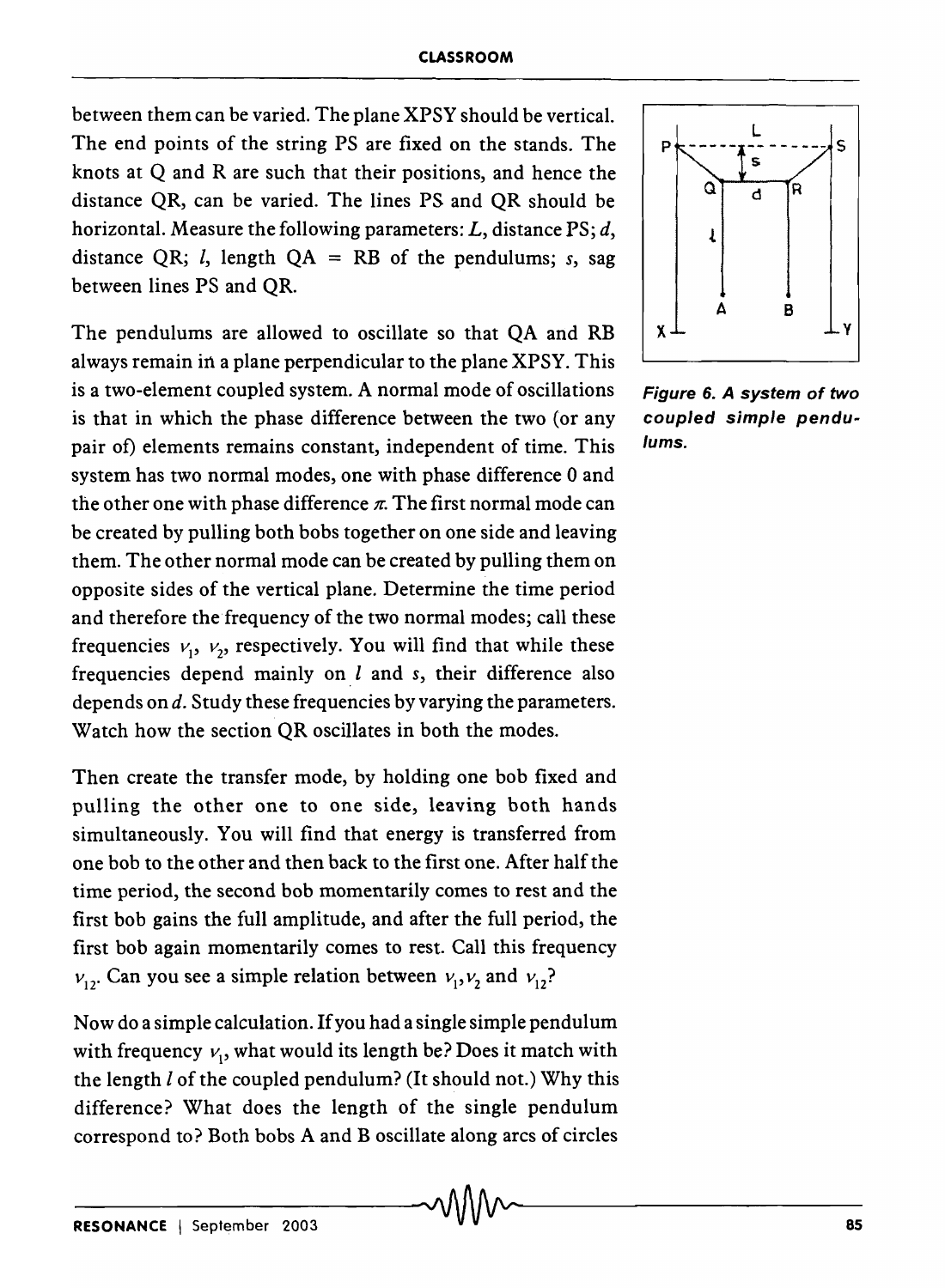between them can be varied. The plane XPSY should be vertical. The end points of the string PS are fixed on the stands. The knots at Q and R are such that their positions, and hence the distance QR, can be varied. The lines PS and QR should be horizontal. Measure the following parameters: $L$, distance PS; $d$, distance QR; $l$, length QA = RB of the pendulums; $s$, sag between lines PS and QR.

*Figure 6. A system of two coupled simple pendulums.*

The pendulums are allowed to oscillate so that QA and RB always remain in a plane perpendicular to the plane XPSY. This is a two-element coupled system. A normal mode of oscillations is that in which the phase difference between the two (or any pair of) elements remains constant, independent of time. This system has two normal modes, one with phase difference 0 and the other one with phase difference $\pi$. The first normal mode can be created by pulling both bobs together on one side and leaving them. The other normal mode can be created by pulling them on opposite sides of the vertical plane. Determine the time period and therefore the frequency of the two normal modes; call these frequencies $\nu_1$, $\nu_2$, respectively. You will find that while these frequencies depend mainly on $l$ and $s$, their difference also depends on $d$. Study these frequencies by varying the parameters. Watch how the section QR oscillates in both the modes.

Then create the transfer mode, by holding one bob fixed and pulling the other one to one side, leaving both hands simultaneously. You will find that energy is transferred from one bob to the other and then back to the first one. After half the time period, the second bob momentarily comes to rest and the first bob gains the full amplitude, and after the full period, the first bob again momentarily comes to rest. Call this frequency $\nu_{12}$. Can you see a simple relation between $\nu_1, \nu_2$ and $\nu_{12}$?

Now do a simple calculation. If you had a single simple pendulum with frequency $\nu_1$, what would its length be? Does it match with the length $l$ of the coupled pendulum? (It should not.) Why this difference? What does the length of the single pendulum correspond to? Both bobs A and B oscillate along arcs of circles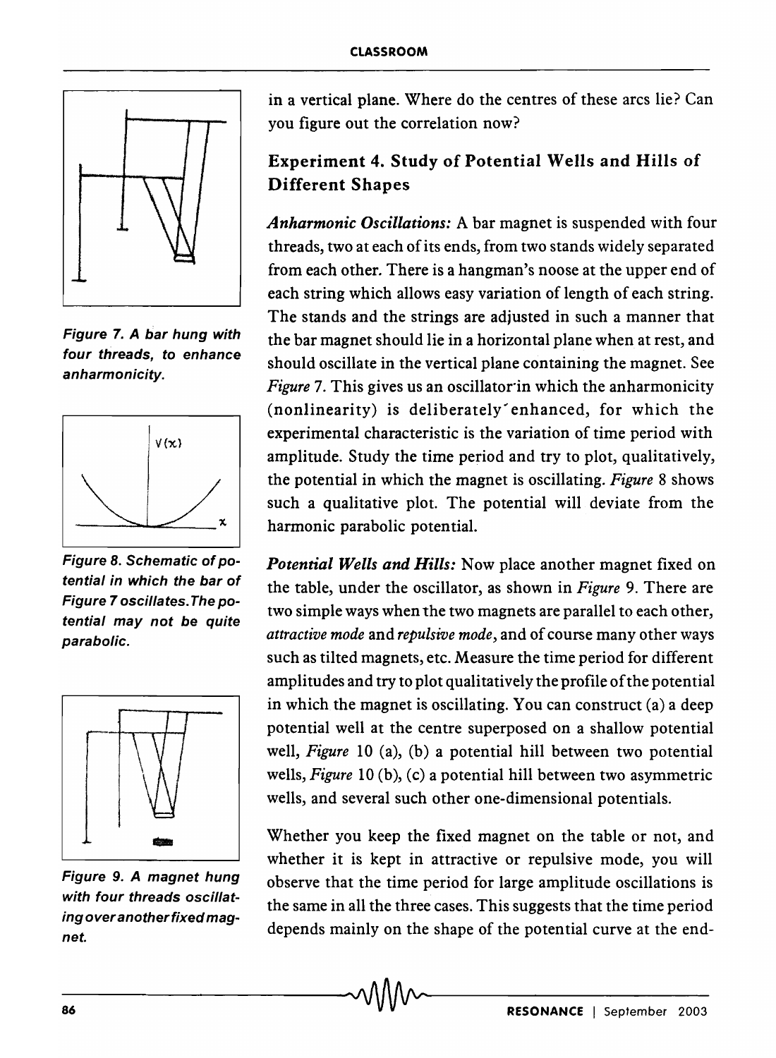in a vertical plane. Where do the centres of these arcs lie? Can you figure out the correlation now?

## Experiment 4. Study of Potential Wells and Hills of Different Shapes

***Anharmonic Oscillations:*** A bar magnet is suspended with four threads, two at each of its ends, from two stands widely separated from each other. There is a hangman's noose at the upper end of each string which allows easy variation of length of each string. The stands and the strings are adjusted in such a manner that the bar magnet should lie in a horizontal plane when at rest, and should oscillate in the vertical plane containing the magnet. See *Figure* 7. This gives us an oscillator in which the anharmonicity (nonlinearity) is deliberately enhanced, for which the experimental characteristic is the variation of time period with amplitude. Study the time period and try to plot, qualitatively, the potential in which the magnet is oscillating. *Figure* 8 shows such a qualitative plot. The potential will deviate from the harmonic parabolic potential.

**Figure 7. A bar hung with four threads, to enhance anharmonicity.**

**Figure 8. Schematic of potential in which the bar of Figure 7 oscillates. The potential may not be quite parabolic.**

***Potential Wells and Hills:*** Now place another magnet fixed on the table, under the oscillator, as shown in *Figure* 9. There are two simple ways when the two magnets are parallel to each other, *attractive mode* and *repulsive mode*, and of course many other ways such as tilted magnets, etc. Measure the time period for different amplitudes and try to plot qualitatively the profile of the potential in which the magnet is oscillating. You can construct (a) a deep potential well at the centre superposed on a shallow potential well, *Figure* 10 (a), (b) a potential hill between two potential wells, *Figure* 10 (b), (c) a potential hill between two asymmetric wells, and several such other one-dimensional potentials.

**Figure 9. A magnet hung with four threads oscillating over another fixed magnet.**

Whether you keep the fixed magnet on the table or not, and whether it is kept in attractive or repulsive mode, you will observe that the time period for large amplitude oscillations is the same in all the three cases. This suggests that the time period depends mainly on the shape of the potential curve at the end-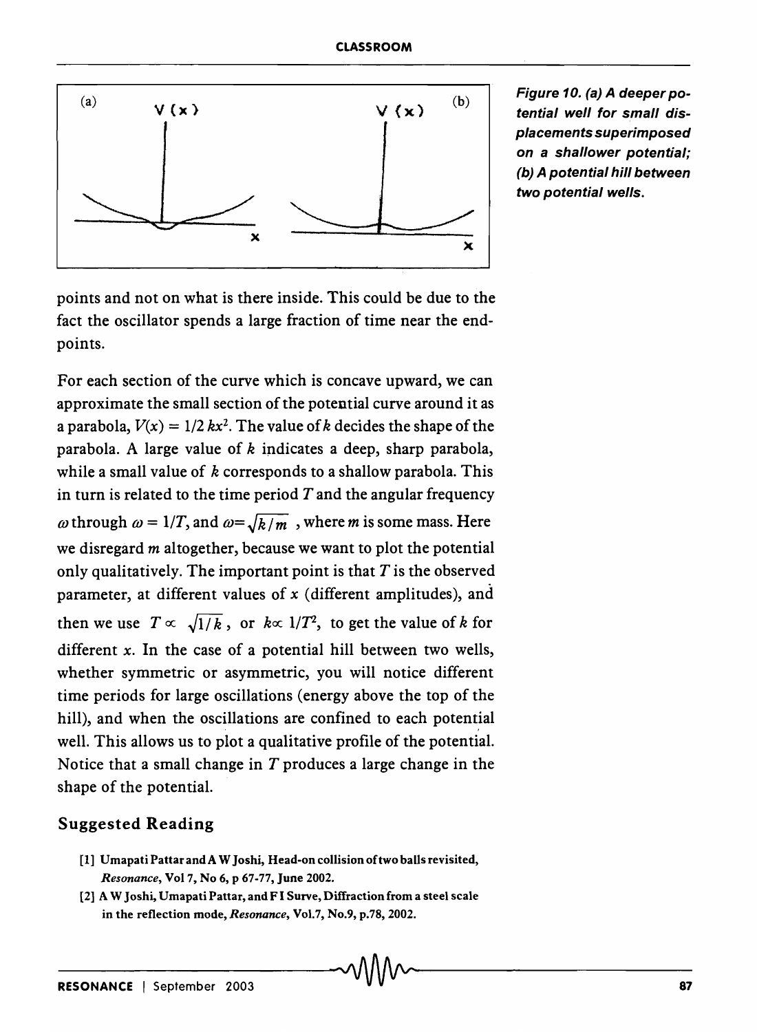(a) V(x) (b) V(x)

x x

*Figure 10. (a) A deeper potential well for small displacements superimposed on a shallower potential; (b) A potential hill between two potential wells.*

points and not on what is there inside. This could be due to the fact the oscillator spends a large fraction of time near the end-points.

For each section of the curve which is concave upward, we can approximate the small section of the potential curve around it as a parabola, $V(x) = 1/2\, kx^2$. The value of $k$ decides the shape of the parabola. A large value of $k$ indicates a deep, sharp parabola, while a small value of $k$ corresponds to a shallow parabola. This in turn is related to the time period $T$ and the angular frequency $\omega$ through $\omega = 1/T$, and $\omega = \sqrt{k/m}$ , where $m$ is some mass. Here we disregard $m$ altogether, because we want to plot the potential only qualitatively. The important point is that $T$ is the observed parameter, at different values of $x$ (different amplitudes), and then we use $T \propto \sqrt{1/k}$ , or $k \propto 1/T^2$, to get the value of $k$ for different $x$. In the case of a potential hill between two wells, whether symmetric or asymmetric, you will notice different time periods for large oscillations (energy above the top of the hill), and when the oscillations are confined to each potential well. This allows us to plot a qualitative profile of the potential. Notice that a small change in $T$ produces a large change in the shape of the potential.

## Suggested Reading

[1] Umapati Pattar and A W Joshi, Head-on collision of two balls revisited, *Resonance*, Vol 7, No 6, p 67-77, June 2002.

[2] A W Joshi, Umapati Pattar, and F I Surve, Diffraction from a steel scale in the reflection mode, *Resonance*, Vol.7, No.9, p.78, 2002.